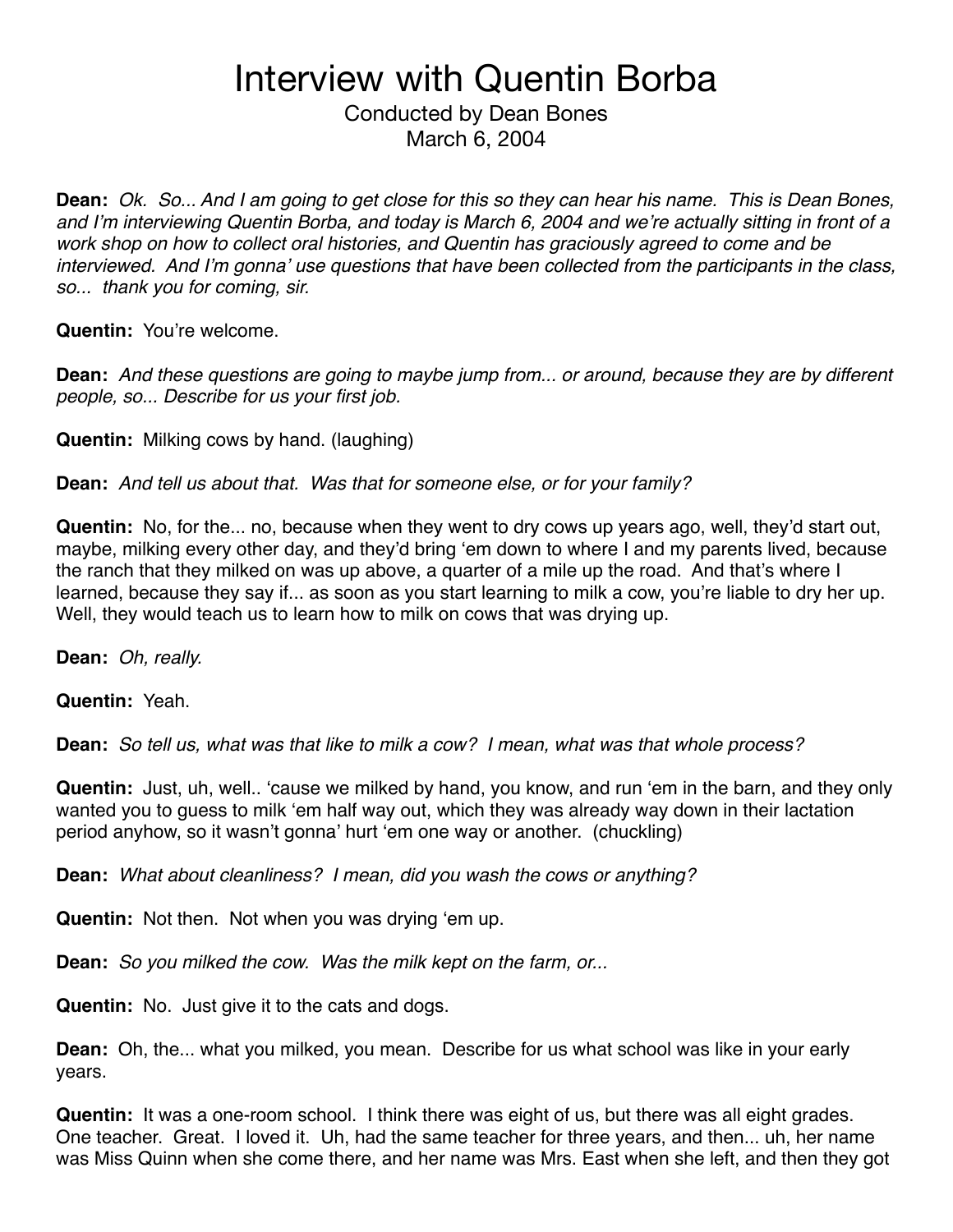# Interview with Quentin Borba

Conducted by Dean Bones
March 6, 2004

**Dean:** *Ok. So... And I am going to get close for this so they can hear his name. This is Dean Bones, and I'm interviewing Quentin Borba, and today is March 6, 2004 and we're actually sitting in front of a work shop on how to collect oral histories, and Quentin has graciously agreed to come and be interviewed. And I'm gonna' use questions that have been collected from the participants in the class, so... thank you for coming, sir.*

**Quentin:** You're welcome.

**Dean:** *And these questions are going to maybe jump from... or around, because they are by different people, so... Describe for us your first job.*

**Quentin:** Milking cows by hand. (laughing)

**Dean:** *And tell us about that. Was that for someone else, or for your family?*

**Quentin:** No, for the... no, because when they went to dry cows up years ago, well, they'd start out, maybe, milking every other day, and they'd bring 'em down to where I and my parents lived, because the ranch that they milked on was up above, a quarter of a mile up the road. And that's where I learned, because they say if... as soon as you start learning to milk a cow, you're liable to dry her up. Well, they would teach us to learn how to milk on cows that was drying up.

**Dean:** *Oh, really.*

**Quentin:** Yeah.

**Dean:** *So tell us, what was that like to milk a cow? I mean, what was that whole process?*

**Quentin:** Just, uh, well.. 'cause we milked by hand, you know, and run 'em in the barn, and they only wanted you to guess to milk 'em half way out, which they was already way down in their lactation period anyhow, so it wasn't gonna' hurt 'em one way or another. (chuckling)

**Dean:** *What about cleanliness? I mean, did you wash the cows or anything?*

**Quentin:** Not then. Not when you was drying 'em up.

**Dean:** *So you milked the cow. Was the milk kept on the farm, or...*

**Quentin:** No. Just give it to the cats and dogs.

**Dean:** Oh, the... what you milked, you mean. Describe for us what school was like in your early years.

**Quentin:** It was a one-room school. I think there was eight of us, but there was all eight grades. One teacher. Great. I loved it. Uh, had the same teacher for three years, and then... uh, her name was Miss Quinn when she come there, and her name was Mrs. East when she left, and then they got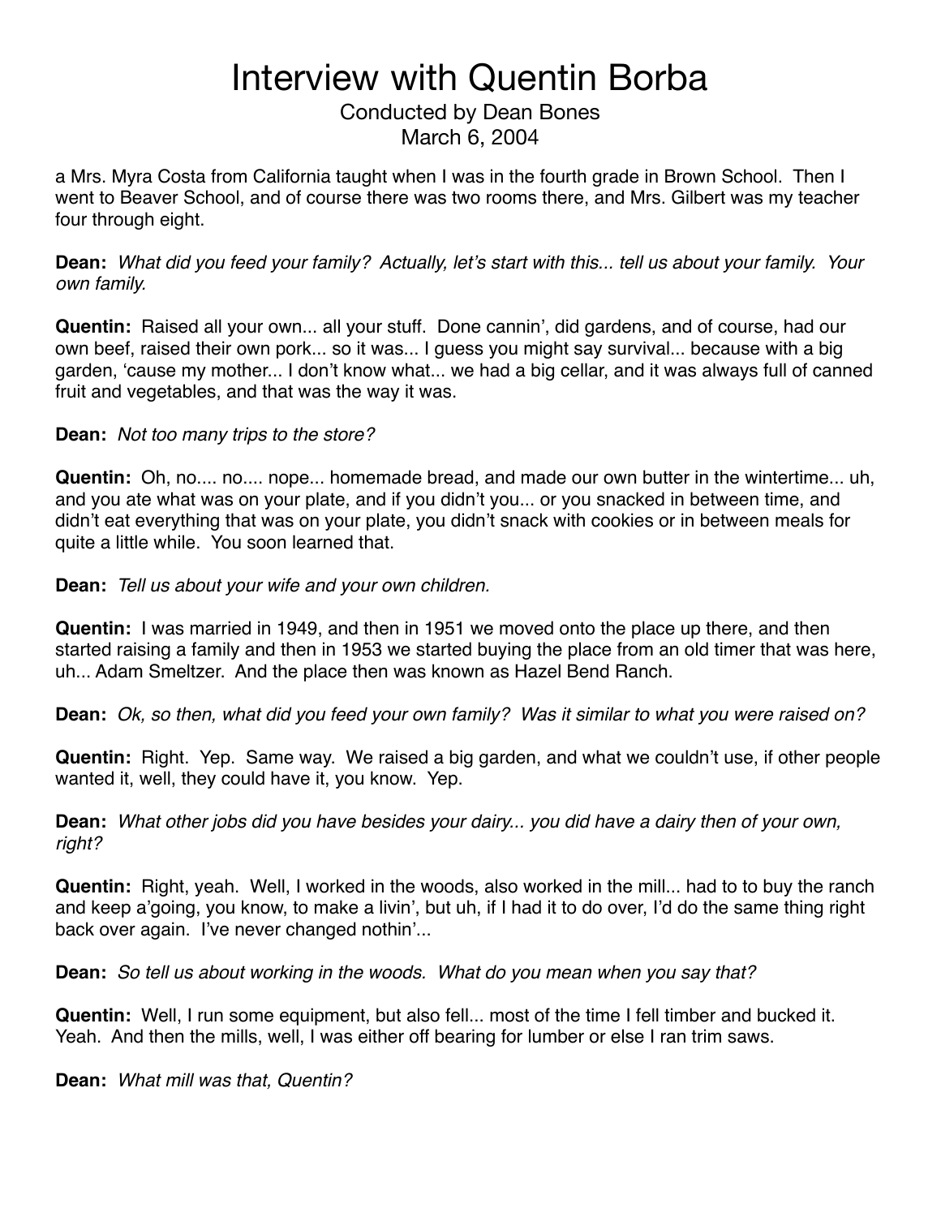a Mrs. Myra Costa from California taught when I was in the fourth grade in Brown School. Then I went to Beaver School, and of course there was two rooms there, and Mrs. Gilbert was my teacher four through eight.

**Dean:** *What did you feed your family? Actually, let's start with this... tell us about your family. Your own family.*

**Quentin:** Raised all your own... all your stuff. Done cannin', did gardens, and of course, had our own beef, raised their own pork... so it was... I guess you might say survival... because with a big garden, 'cause my mother... I don't know what... we had a big cellar, and it was always full of canned fruit and vegetables, and that was the way it was.

**Dean:** *Not too many trips to the store?*

**Quentin:** Oh, no.... no.... nope... homemade bread, and made our own butter in the wintertime... uh, and you ate what was on your plate, and if you didn't you... or you snacked in between time, and didn't eat everything that was on your plate, you didn't snack with cookies or in between meals for quite a little while. You soon learned that.

**Dean:** *Tell us about your wife and your own children.*

**Quentin:** I was married in 1949, and then in 1951 we moved onto the place up there, and then started raising a family and then in 1953 we started buying the place from an old timer that was here, uh... Adam Smeltzer. And the place then was known as Hazel Bend Ranch.

**Dean:** *Ok, so then, what did you feed your own family? Was it similar to what you were raised on?*

**Quentin:** Right. Yep. Same way. We raised a big garden, and what we couldn't use, if other people wanted it, well, they could have it, you know. Yep.

**Dean:** *What other jobs did you have besides your dairy... you did have a dairy then of your own, right?*

**Quentin:** Right, yeah. Well, I worked in the woods, also worked in the mill... had to to buy the ranch and keep a'going, you know, to make a livin', but uh, if I had it to do over, I'd do the same thing right back over again. I've never changed nothin'...

**Dean:** *So tell us about working in the woods. What do you mean when you say that?*

**Quentin:** Well, I run some equipment, but also fell... most of the time I fell timber and bucked it. Yeah. And then the mills, well, I was either off bearing for lumber or else I ran trim saws.

**Dean:** *What mill was that, Quentin?*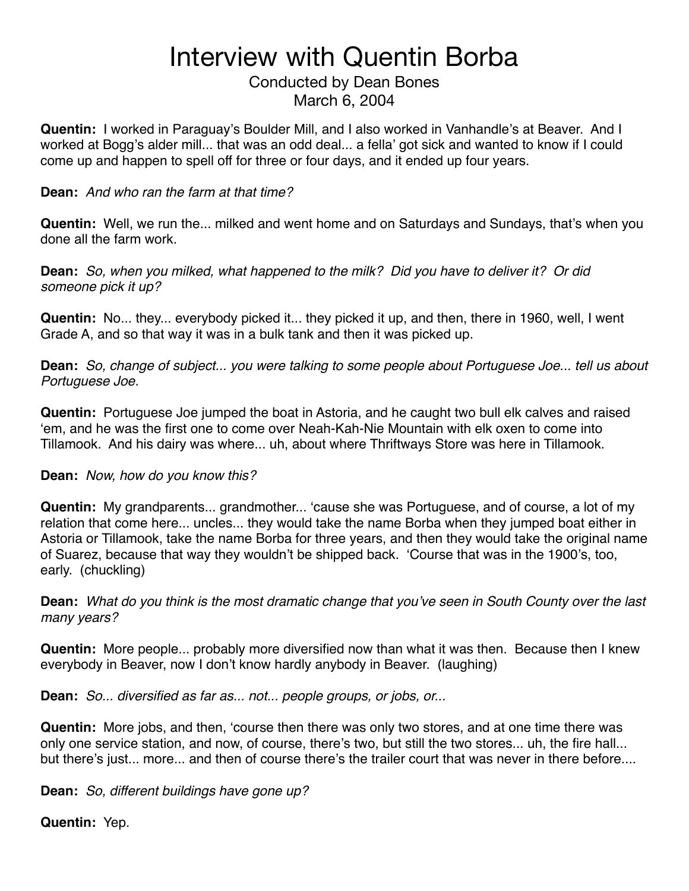# Interview with Quentin Borba

Conducted by Dean Bones
March 6, 2004

**Quentin:** I worked in Paraguay's Boulder Mill, and I also worked in Vanhandle's at Beaver. And I worked at Bogg's alder mill... that was an odd deal... a fella' got sick and wanted to know if I could come up and happen to spell off for three or four days, and it ended up four years.

**Dean:** *And who ran the farm at that time?*

**Quentin:** Well, we run the... milked and went home and on Saturdays and Sundays, that's when you done all the farm work.

**Dean:** *So, when you milked, what happened to the milk? Did you have to deliver it? Or did someone pick it up?*

**Quentin:** No... they... everybody picked it... they picked it up, and then, there in 1960, well, I went Grade A, and so that way it was in a bulk tank and then it was picked up.

**Dean:** *So, change of subject... you were talking to some people about Portuguese Joe... tell us about Portuguese Joe.*

**Quentin:** Portuguese Joe jumped the boat in Astoria, and he caught two bull elk calves and raised 'em, and he was the first one to come over Neah-Kah-Nie Mountain with elk oxen to come into Tillamook. And his dairy was where... uh, about where Thriftways Store was here in Tillamook.

**Dean:** *Now, how do you know this?*

**Quentin:** My grandparents... grandmother... 'cause she was Portuguese, and of course, a lot of my relation that come here... uncles... they would take the name Borba when they jumped boat either in Astoria or Tillamook, take the name Borba for three years, and then they would take the original name of Suarez, because that way they wouldn't be shipped back. 'Course that was in the 1900's, too, early. (chuckling)

**Dean:** *What do you think is the most dramatic change that you've seen in South County over the last many years?*

**Quentin:** More people... probably more diversified now than what it was then. Because then I knew everybody in Beaver, now I don't know hardly anybody in Beaver. (laughing)

**Dean:** *So... diversified as far as... not... people groups, or jobs, or...*

**Quentin:** More jobs, and then, 'course then there was only two stores, and at one time there was only one service station, and now, of course, there's two, but still the two stores... uh, the fire hall... but there's just... more... and then of course there's the trailer court that was never in there before....

**Dean:** *So, different buildings have gone up?*

**Quentin:** Yep.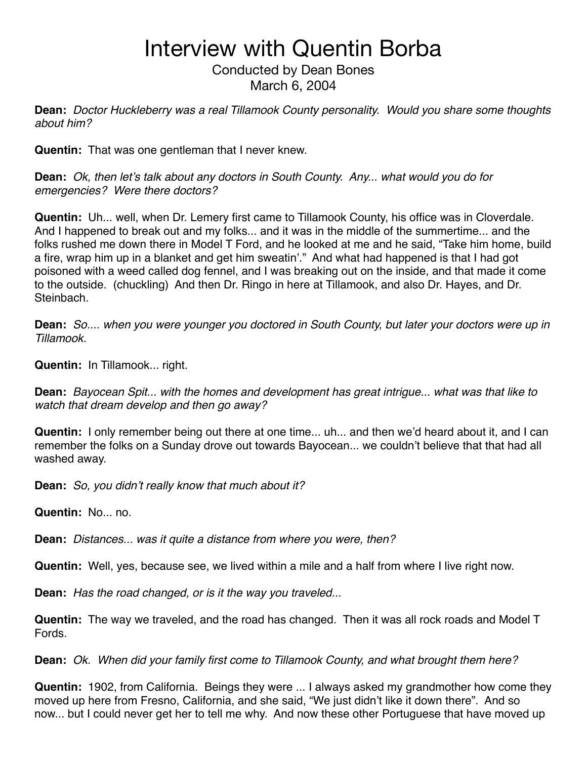# Interview with Quentin Borba

Conducted by Dean Bones
March 6, 2004

**Dean:** *Doctor Huckleberry was a real Tillamook County personality. Would you share some thoughts about him?*

**Quentin:** That was one gentleman that I never knew.

**Dean:** *Ok, then let's talk about any doctors in South County. Any... what would you do for emergencies? Were there doctors?*

**Quentin:** Uh... well, when Dr. Lemery first came to Tillamook County, his office was in Cloverdale. And I happened to break out and my folks... and it was in the middle of the summertime... and the folks rushed me down there in Model T Ford, and he looked at me and he said, "Take him home, build a fire, wrap him up in a blanket and get him sweatin'." And what had happened is that I had got poisoned with a weed called dog fennel, and I was breaking out on the inside, and that made it come to the outside. (chuckling) And then Dr. Ringo in here at Tillamook, and also Dr. Hayes, and Dr. Steinbach.

**Dean:** *So.... when you were younger you doctored in South County, but later your doctors were up in Tillamook.*

**Quentin:** In Tillamook... right.

**Dean:** *Bayocean Spit... with the homes and development has great intrigue... what was that like to watch that dream develop and then go away?*

**Quentin:** I only remember being out there at one time... uh... and then we'd heard about it, and I can remember the folks on a Sunday drove out towards Bayocean... we couldn't believe that that had all washed away.

**Dean:** *So, you didn't really know that much about it?*

**Quentin:** No... no.

**Dean:** *Distances... was it quite a distance from where you were, then?*

**Quentin:** Well, yes, because see, we lived within a mile and a half from where I live right now.

**Dean:** *Has the road changed, or is it the way you traveled...*

**Quentin:** The way we traveled, and the road has changed. Then it was all rock roads and Model T Fords.

**Dean:** *Ok. When did your family first come to Tillamook County, and what brought them here?*

**Quentin:** 1902, from California. Beings they were ... I always asked my grandmother how come they moved up here from Fresno, California, and she said, "We just didn't like it down there". And so now... but I could never get her to tell me why. And now these other Portuguese that have moved up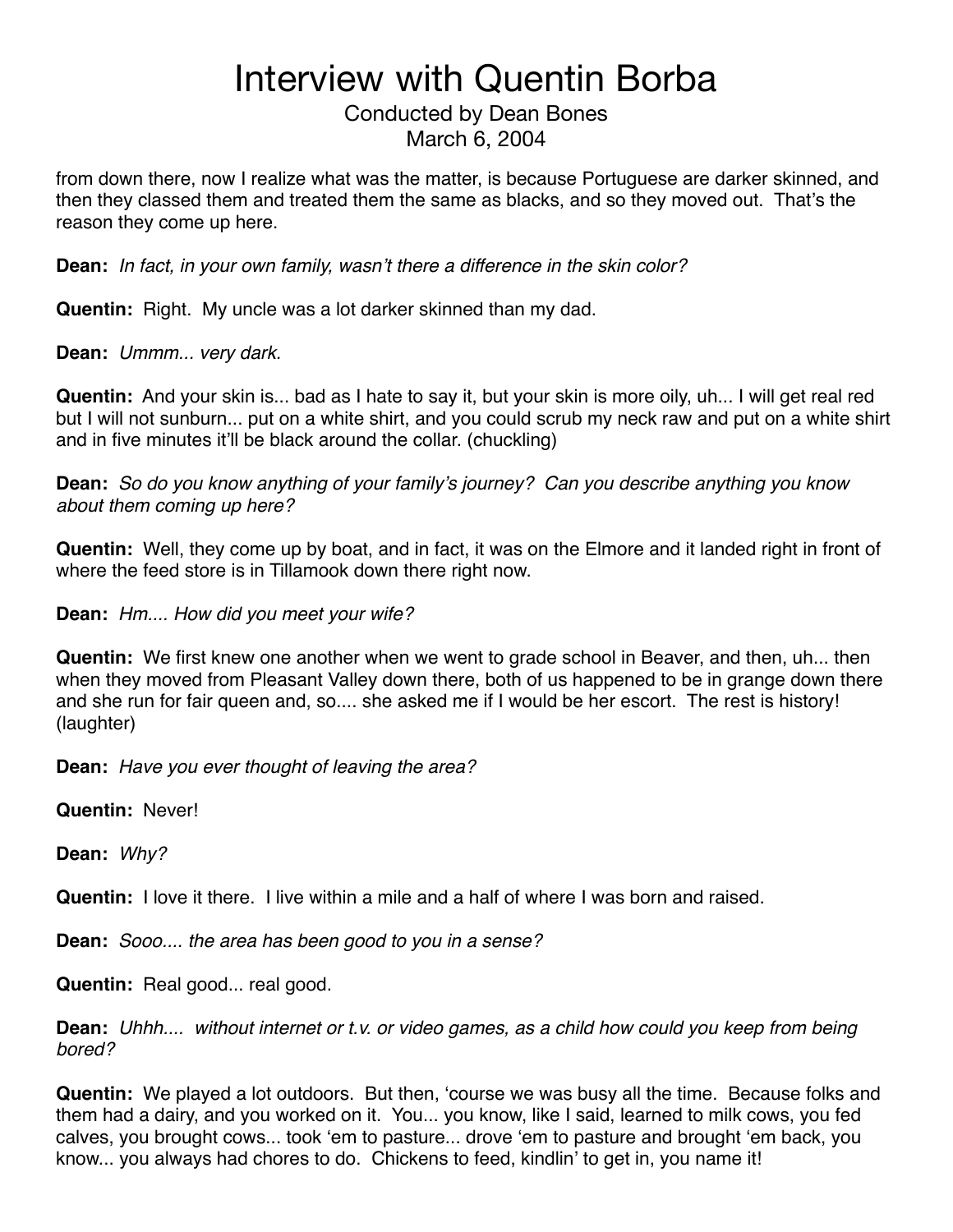from down there, now I realize what was the matter, is because Portuguese are darker skinned, and then they classed them and treated them the same as blacks, and so they moved out. That's the reason they come up here.

**Dean:** *In fact, in your own family, wasn't there a difference in the skin color?*

**Quentin:** Right. My uncle was a lot darker skinned than my dad.

**Dean:** *Ummm... very dark.*

**Quentin:** And your skin is... bad as I hate to say it, but your skin is more oily, uh... I will get real red but I will not sunburn... put on a white shirt, and you could scrub my neck raw and put on a white shirt and in five minutes it'll be black around the collar. (chuckling)

**Dean:** *So do you know anything of your family's journey? Can you describe anything you know about them coming up here?*

**Quentin:** Well, they come up by boat, and in fact, it was on the Elmore and it landed right in front of where the feed store is in Tillamook down there right now.

**Dean:** *Hm.... How did you meet your wife?*

**Quentin:** We first knew one another when we went to grade school in Beaver, and then, uh... then when they moved from Pleasant Valley down there, both of us happened to be in grange down there and she run for fair queen and, so.... she asked me if I would be her escort. The rest is history! (laughter)

**Dean:** *Have you ever thought of leaving the area?*

**Quentin:** Never!

**Dean:** *Why?*

**Quentin:** I love it there. I live within a mile and a half of where I was born and raised.

**Dean:** *Sooo.... the area has been good to you in a sense?*

**Quentin:** Real good... real good.

**Dean:** *Uhhh.... without internet or t.v. or video games, as a child how could you keep from being bored?*

**Quentin:** We played a lot outdoors. But then, 'course we was busy all the time. Because folks and them had a dairy, and you worked on it. You... you know, like I said, learned to milk cows, you fed calves, you brought cows... took 'em to pasture... drove 'em to pasture and brought 'em back, you know... you always had chores to do. Chickens to feed, kindlin' to get in, you name it!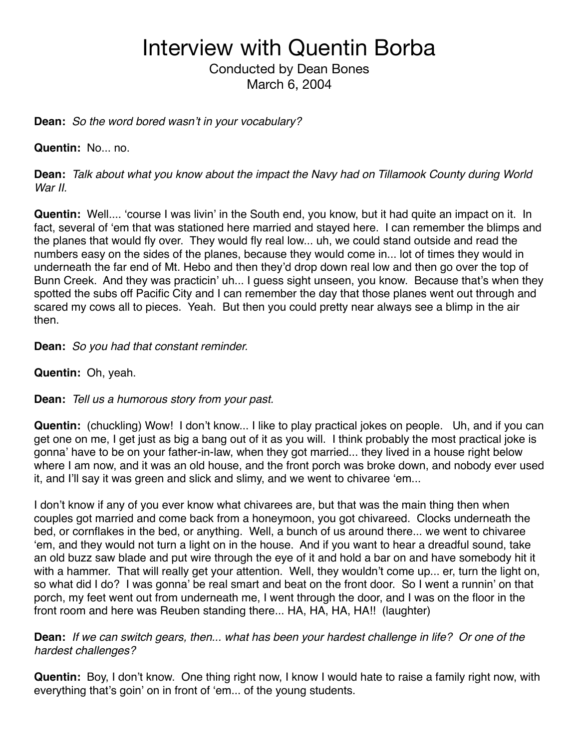# Interview with Quentin Borba

Conducted by Dean Bones
March 6, 2004

**Dean:** *So the word bored wasn't in your vocabulary?*

**Quentin:** No... no.

**Dean:** *Talk about what you know about the impact the Navy had on Tillamook County during World War II.*

**Quentin:** Well.... 'course I was livin' in the South end, you know, but it had quite an impact on it. In fact, several of 'em that was stationed here married and stayed here. I can remember the blimps and the planes that would fly over. They would fly real low... uh, we could stand outside and read the numbers easy on the sides of the planes, because they would come in... lot of times they would in underneath the far end of Mt. Hebo and then they'd drop down real low and then go over the top of Bunn Creek. And they was practicin' uh... I guess sight unseen, you know. Because that's when they spotted the subs off Pacific City and I can remember the day that those planes went out through and scared my cows all to pieces. Yeah. But then you could pretty near always see a blimp in the air then.

**Dean:** *So you had that constant reminder.*

**Quentin:** Oh, yeah.

**Dean:** *Tell us a humorous story from your past.*

**Quentin:** (chuckling) Wow! I don't know... I like to play practical jokes on people. Uh, and if you can get one on me, I get just as big a bang out of it as you will. I think probably the most practical joke is gonna' have to be on your father-in-law, when they got married... they lived in a house right below where I am now, and it was an old house, and the front porch was broke down, and nobody ever used it, and I'll say it was green and slick and slimy, and we went to chivaree 'em...

I don't know if any of you ever know what chivarees are, but that was the main thing then when couples got married and come back from a honeymoon, you got chivareed. Clocks underneath the bed, or cornflakes in the bed, or anything. Well, a bunch of us around there... we went to chivaree 'em, and they would not turn a light on in the house. And if you want to hear a dreadful sound, take an old buzz saw blade and put wire through the eye of it and hold a bar on and have somebody hit it with a hammer. That will really get your attention. Well, they wouldn't come up... er, turn the light on, so what did I do? I was gonna' be real smart and beat on the front door. So I went a runnin' on that porch, my feet went out from underneath me, I went through the door, and I was on the floor in the front room and here was Reuben standing there... HA, HA, HA, HA!! (laughter)

**Dean:** *If we can switch gears, then... what has been your hardest challenge in life? Or one of the hardest challenges?*

**Quentin:** Boy, I don't know. One thing right now, I know I would hate to raise a family right now, with everything that's goin' on in front of 'em... of the young students.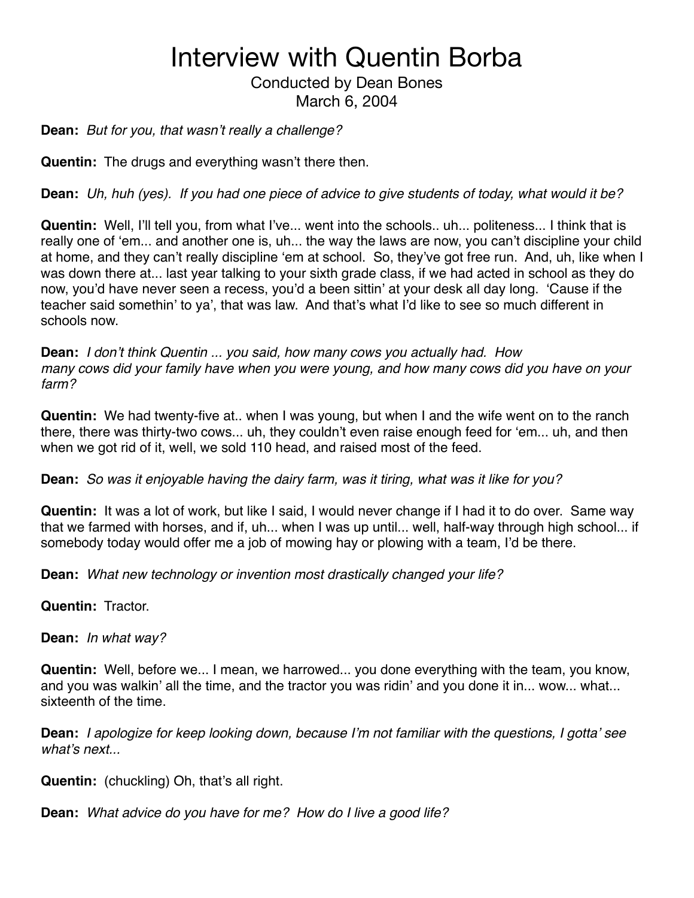# Interview with Quentin Borba

Conducted by Dean Bones
March 6, 2004

**Dean:** *But for you, that wasn't really a challenge?*

**Quentin:** The drugs and everything wasn't there then.

**Dean:** *Uh, huh (yes). If you had one piece of advice to give students of today, what would it be?*

**Quentin:** Well, I'll tell you, from what I've... went into the schools.. uh... politeness... I think that is really one of 'em... and another one is, uh... the way the laws are now, you can't discipline your child at home, and they can't really discipline 'em at school. So, they've got free run. And, uh, like when I was down there at... last year talking to your sixth grade class, if we had acted in school as they do now, you'd have never seen a recess, you'd a been sittin' at your desk all day long. 'Cause if the teacher said somethin' to ya', that was law. And that's what I'd like to see so much different in schools now.

**Dean:** *I don't think Quentin ... you said, how many cows you actually had. How many cows did your family have when you were young, and how many cows did you have on your farm?*

**Quentin:** We had twenty-five at.. when I was young, but when I and the wife went on to the ranch there, there was thirty-two cows... uh, they couldn't even raise enough feed for 'em... uh, and then when we got rid of it, well, we sold 110 head, and raised most of the feed.

**Dean:** *So was it enjoyable having the dairy farm, was it tiring, what was it like for you?*

**Quentin:** It was a lot of work, but like I said, I would never change if I had it to do over. Same way that we farmed with horses, and if, uh... when I was up until... well, half-way through high school... if somebody today would offer me a job of mowing hay or plowing with a team, I'd be there.

**Dean:** *What new technology or invention most drastically changed your life?*

**Quentin:** Tractor.

**Dean:** *In what way?*

**Quentin:** Well, before we... I mean, we harrowed... you done everything with the team, you know, and you was walkin' all the time, and the tractor you was ridin' and you done it in... wow... what... sixteenth of the time.

**Dean:** *I apologize for keep looking down, because I'm not familiar with the questions, I gotta' see what's next...*

**Quentin:** (chuckling) Oh, that's all right.

**Dean:** *What advice do you have for me? How do I live a good life?*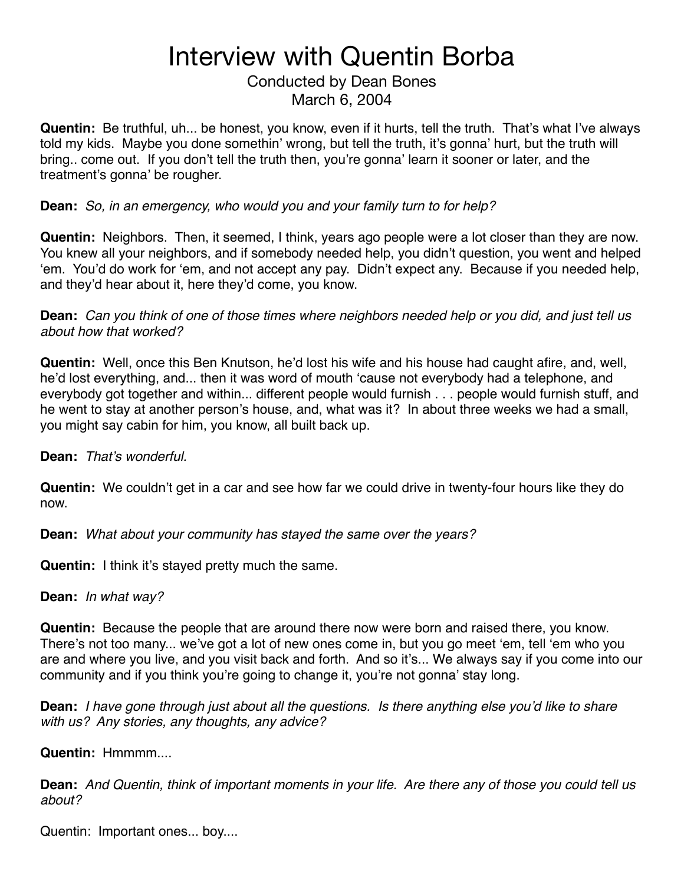# Interview with Quentin Borba

Conducted by Dean Bones
March 6, 2004

**Quentin:** Be truthful, uh... be honest, you know, even if it hurts, tell the truth. That's what I've always told my kids. Maybe you done somethin' wrong, but tell the truth, it's gonna' hurt, but the truth will bring.. come out. If you don't tell the truth then, you're gonna' learn it sooner or later, and the treatment's gonna' be rougher.

**Dean:** *So, in an emergency, who would you and your family turn to for help?*

**Quentin:** Neighbors. Then, it seemed, I think, years ago people were a lot closer than they are now. You knew all your neighbors, and if somebody needed help, you didn't question, you went and helped 'em. You'd do work for 'em, and not accept any pay. Didn't expect any. Because if you needed help, and they'd hear about it, here they'd come, you know.

**Dean:** *Can you think of one of those times where neighbors needed help or you did, and just tell us about how that worked?*

**Quentin:** Well, once this Ben Knutson, he'd lost his wife and his house had caught afire, and, well, he'd lost everything, and... then it was word of mouth 'cause not everybody had a telephone, and everybody got together and within... different people would furnish . . . people would furnish stuff, and he went to stay at another person's house, and, what was it? In about three weeks we had a small, you might say cabin for him, you know, all built back up.

**Dean:** *That's wonderful.*

**Quentin:** We couldn't get in a car and see how far we could drive in twenty-four hours like they do now.

**Dean:** *What about your community has stayed the same over the years?*

**Quentin:** I think it's stayed pretty much the same.

**Dean:** *In what way?*

**Quentin:** Because the people that are around there now were born and raised there, you know. There's not too many... we've got a lot of new ones come in, but you go meet 'em, tell 'em who you are and where you live, and you visit back and forth. And so it's... We always say if you come into our community and if you think you're going to change it, you're not gonna' stay long.

**Dean:** *I have gone through just about all the questions. Is there anything else you'd like to share with us? Any stories, any thoughts, any advice?*

**Quentin:** Hmmmm....

**Dean:** *And Quentin, think of important moments in your life. Are there any of those you could tell us about?*

Quentin: Important ones... boy....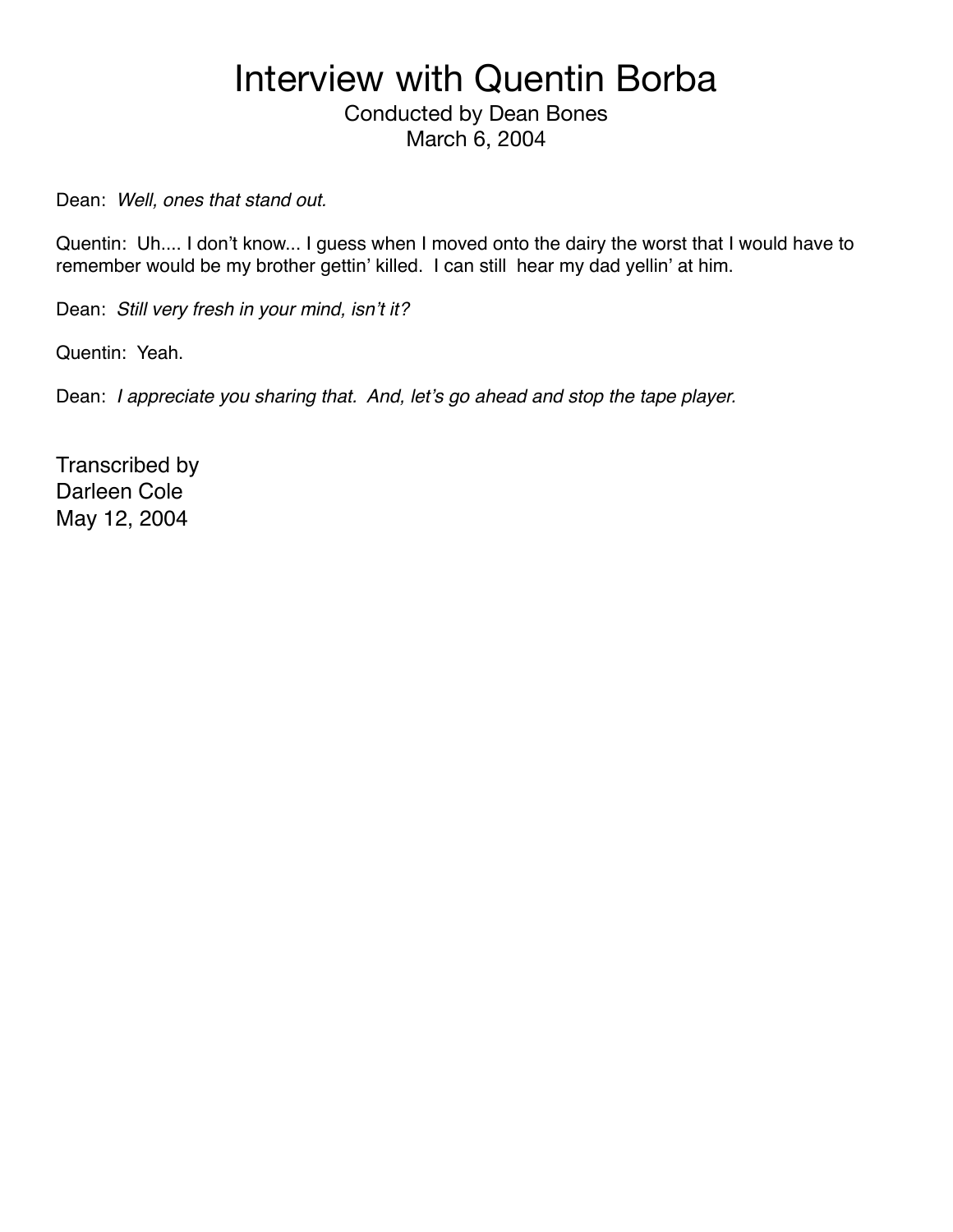# Interview with Quentin Borba

Conducted by Dean Bones
March 6, 2004

Dean: *Well, ones that stand out.*

Quentin: Uh.... I don't know... I guess when I moved onto the dairy the worst that I would have to remember would be my brother gettin' killed. I can still hear my dad yellin' at him.

Dean: *Still very fresh in your mind, isn't it?*

Quentin: Yeah.

Dean: *I appreciate you sharing that. And, let's go ahead and stop the tape player.*

Transcribed by
Darleen Cole
May 12, 2004